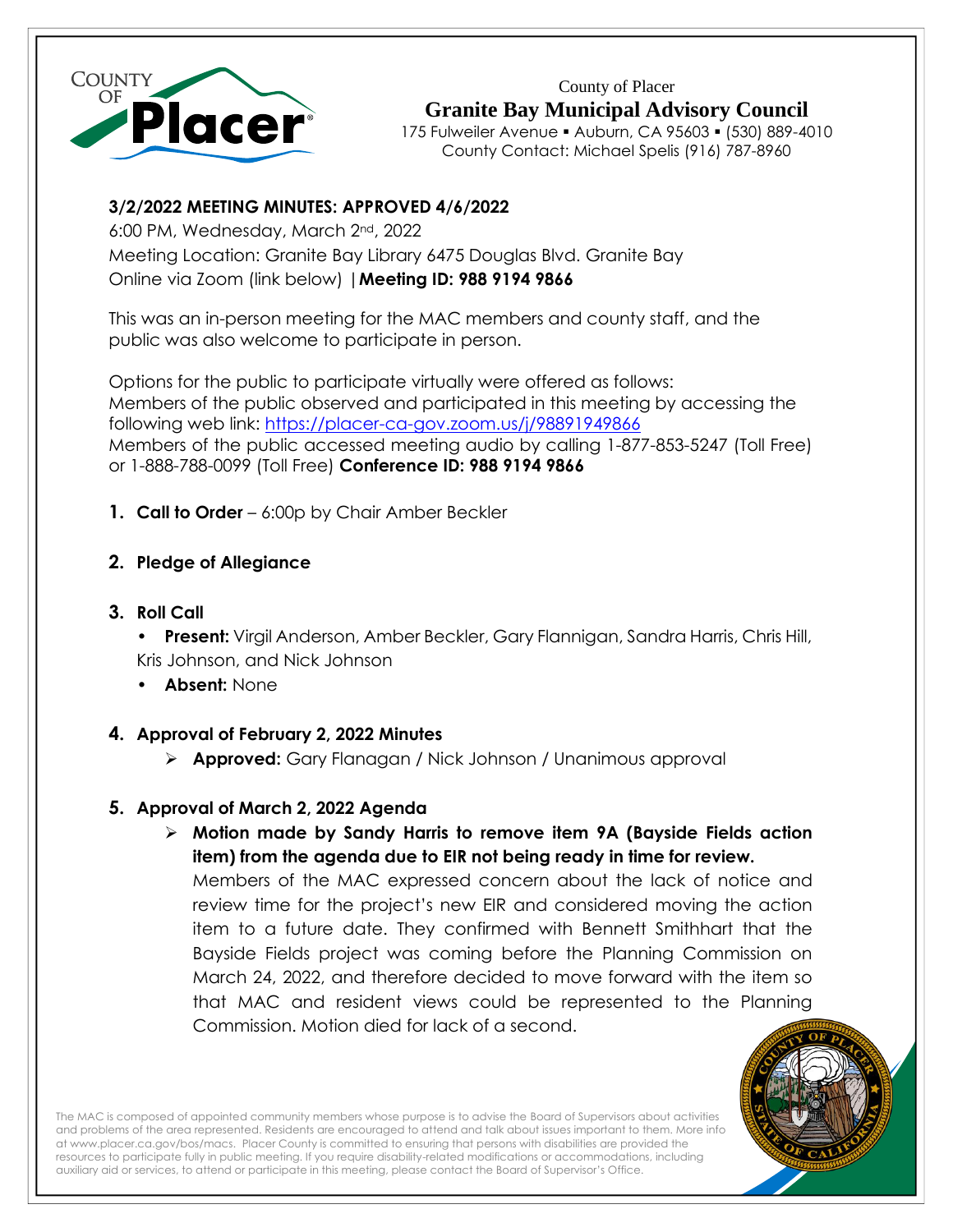County of Placer

**Granite Bay Municipal Advisory Council**

175 Fulweiler Avenue ▪ Auburn, CA 95603 ▪ (530) 889-4010

County Contact: Michael Spelis (916) 787-8960

**3/2/2022 MEETING MINUTES: APPROVED 4/6/2022**

6:00 PM, Wednesday, March 2nd, 2022

Meeting Location: Granite Bay Library 6475 Douglas Blvd. Granite Bay

Online via Zoom (link below) | **Meeting ID: 988 9194 9866**

This was an in-person meeting for the MAC members and county staff, and the public was also welcome to participate in person.

Options for the public to participate virtually were offered as follows:
Members of the public observed and participated in this meeting by accessing the following web link: https://placer-ca-gov.zoom.us/j/98891949866
Members of the public accessed meeting audio by calling 1-877-853-5247 (Toll Free) or 1-888-788-0099 (Toll Free) **Conference ID: 988 9194 9866**

1. **Call to Order** – 6:00p by Chair Amber Beckler

2. **Pledge of Allegiance**

3. **Roll Call**
   - **Present:** Virgil Anderson, Amber Beckler, Gary Flannigan, Sandra Harris, Chris Hill, Kris Johnson, and Nick Johnson
   - **Absent:** None

4. **Approval of February 2, 2022 Minutes**
   - **Approved:** Gary Flanagan / Nick Johnson / Unanimous approval

5. **Approval of March 2, 2022 Agenda**
   - **Motion made by Sandy Harris to remove item 9A (Bayside Fields action item) from the agenda due to EIR not being ready in time for review.**
     Members of the MAC expressed concern about the lack of notice and review time for the project's new EIR and considered moving the action item to a future date. They confirmed with Bennett Smithhart that the Bayside Fields project was coming before the Planning Commission on March 24, 2022, and therefore decided to move forward with the item so that MAC and resident views could be represented to the Planning Commission. Motion died for lack of a second.

The MAC is composed of appointed community members whose purpose is to advise the Board of Supervisors about activities and problems of the area represented. Residents are encouraged to attend and talk about issues important to them. More info at www.placer.ca.gov/bos/macs. Placer County is committed to ensuring that persons with disabilities are provided the resources to participate fully in public meeting. If you require disability-related modifications or accommodations, including auxiliary aid or services, to attend or participate in this meeting, please contact the Board of Supervisor's Office.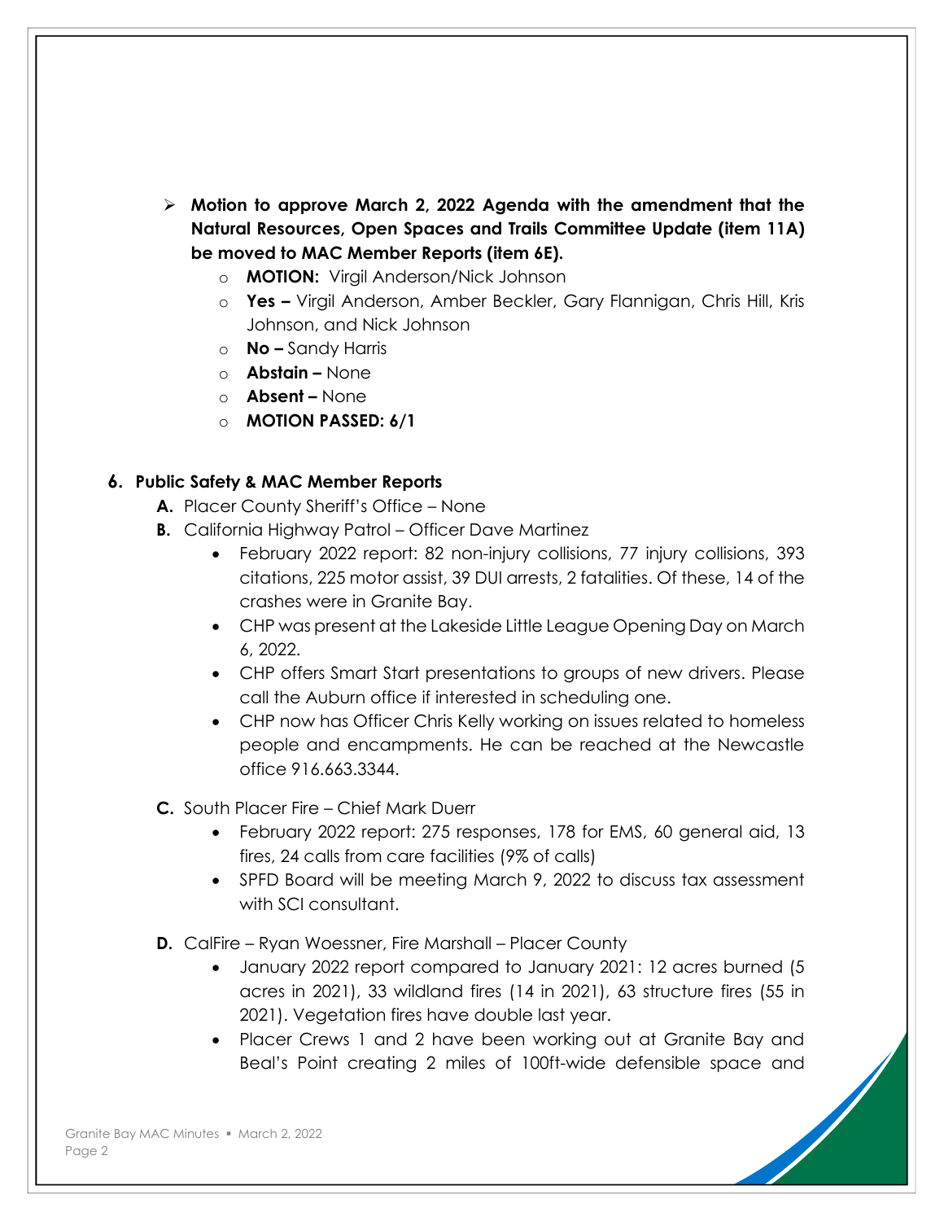- **Motion to approve March 2, 2022 Agenda with the amendment that the Natural Resources, Open Spaces and Trails Committee Update (item 11A) be moved to MAC Member Reports (item 6E).**
  - **MOTION:** Virgil Anderson/Nick Johnson
  - **Yes –** Virgil Anderson, Amber Beckler, Gary Flannigan, Chris Hill, Kris Johnson, and Nick Johnson
  - **No –** Sandy Harris
  - **Abstain –** None
  - **Absent –** None
  - **MOTION PASSED: 6/1**

## 6. Public Safety & MAC Member Reports

**A.** Placer County Sheriff's Office – None

**B.** California Highway Patrol – Officer Dave Martinez

- February 2022 report: 82 non-injury collisions, 77 injury collisions, 393 citations, 225 motor assist, 39 DUI arrests, 2 fatalities. Of these, 14 of the crashes were in Granite Bay.
- CHP was present at the Lakeside Little League Opening Day on March 6, 2022.
- CHP offers Smart Start presentations to groups of new drivers. Please call the Auburn office if interested in scheduling one.
- CHP now has Officer Chris Kelly working on issues related to homeless people and encampments. He can be reached at the Newcastle office 916.663.3344.

**C.** South Placer Fire – Chief Mark Duerr

- February 2022 report: 275 responses, 178 for EMS, 60 general aid, 13 fires, 24 calls from care facilities (9% of calls)
- SPFD Board will be meeting March 9, 2022 to discuss tax assessment with SCI consultant.

**D.** CalFire – Ryan Woessner, Fire Marshall – Placer County

- January 2022 report compared to January 2021: 12 acres burned (5 acres in 2021), 33 wildland fires (14 in 2021), 63 structure fires (55 in 2021). Vegetation fires have double last year.
- Placer Crews 1 and 2 have been working out at Granite Bay and Beal's Point creating 2 miles of 100ft-wide defensible space and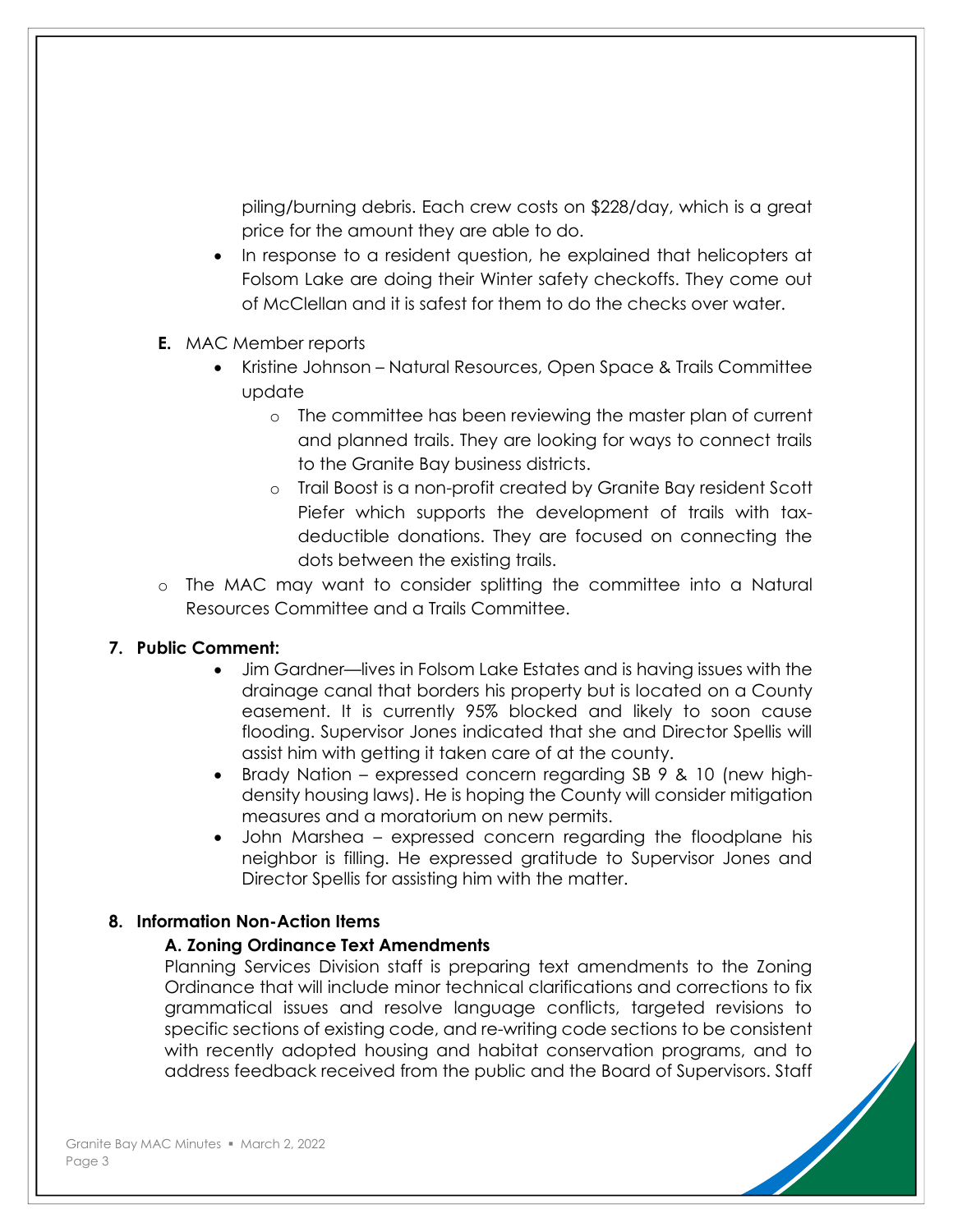piling/burning debris. Each crew costs on $228/day, which is a great price for the amount they are able to do.

- In response to a resident question, he explained that helicopters at Folsom Lake are doing their Winter safety checkoffs. They come out of McClellan and it is safest for them to do the checks over water.

**E.** MAC Member reports

- Kristine Johnson – Natural Resources, Open Space & Trails Committee update
  - The committee has been reviewing the master plan of current and planned trails. They are looking for ways to connect trails to the Granite Bay business districts.
  - Trail Boost is a non-profit created by Granite Bay resident Scott Piefer which supports the development of trails with tax-deductible donations. They are focused on connecting the dots between the existing trails.
- The MAC may want to consider splitting the committee into a Natural Resources Committee and a Trails Committee.

**7. Public Comment:**

- Jim Gardner—lives in Folsom Lake Estates and is having issues with the drainage canal that borders his property but is located on a County easement. It is currently 95% blocked and likely to soon cause flooding. Supervisor Jones indicated that she and Director Spellis will assist him with getting it taken care of at the county.
- Brady Nation – expressed concern regarding SB 9 & 10 (new high-density housing laws). He is hoping the County will consider mitigation measures and a moratorium on new permits.
- John Marshea – expressed concern regarding the floodplane his neighbor is filling. He expressed gratitude to Supervisor Jones and Director Spellis for assisting him with the matter.

**8. Information Non-Action Items**

**A. Zoning Ordinance Text Amendments**

Planning Services Division staff is preparing text amendments to the Zoning Ordinance that will include minor technical clarifications and corrections to fix grammatical issues and resolve language conflicts, targeted revisions to specific sections of existing code, and re-writing code sections to be consistent with recently adopted housing and habitat conservation programs, and to address feedback received from the public and the Board of Supervisors. Staff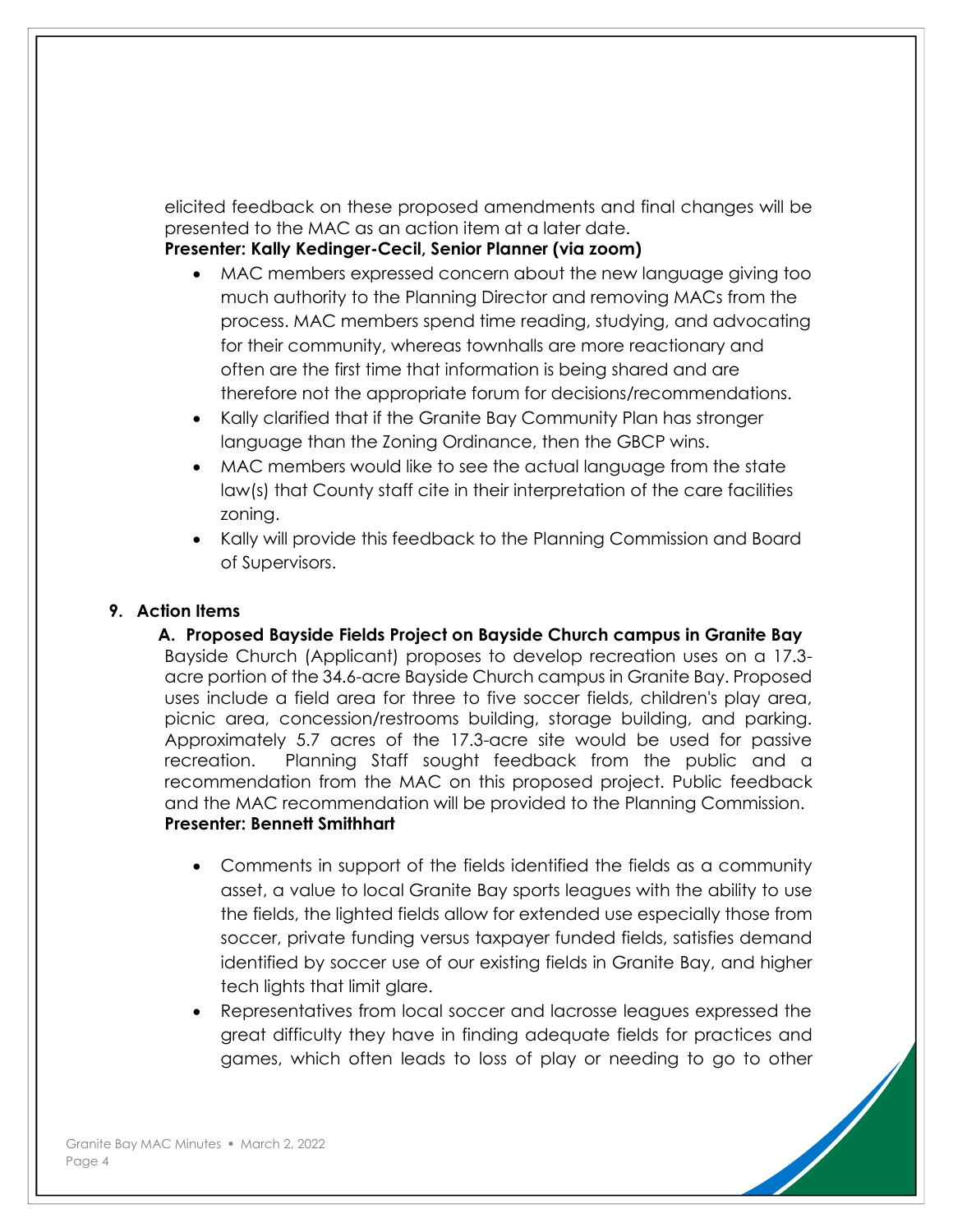elicited feedback on these proposed amendments and final changes will be presented to the MAC as an action item at a later date.

**Presenter: Kally Kedinger-Cecil, Senior Planner (via zoom)**

- MAC members expressed concern about the new language giving too much authority to the Planning Director and removing MACs from the process. MAC members spend time reading, studying, and advocating for their community, whereas townhalls are more reactionary and often are the first time that information is being shared and are therefore not the appropriate forum for decisions/recommendations.
- Kally clarified that if the Granite Bay Community Plan has stronger language than the Zoning Ordinance, then the GBCP wins.
- MAC members would like to see the actual language from the state law(s) that County staff cite in their interpretation of the care facilities zoning.
- Kally will provide this feedback to the Planning Commission and Board of Supervisors.

## 9. Action Items

### A. Proposed Bayside Fields Project on Bayside Church campus in Granite Bay

Bayside Church (Applicant) proposes to develop recreation uses on a 17.3-acre portion of the 34.6-acre Bayside Church campus in Granite Bay. Proposed uses include a field area for three to five soccer fields, children's play area, picnic area, concession/restrooms building, storage building, and parking. Approximately 5.7 acres of the 17.3-acre site would be used for passive recreation. Planning Staff sought feedback from the public and a recommendation from the MAC on this proposed project. Public feedback and the MAC recommendation will be provided to the Planning Commission.

**Presenter: Bennett Smithhart**

- Comments in support of the fields identified the fields as a community asset, a value to local Granite Bay sports leagues with the ability to use the fields, the lighted fields allow for extended use especially those from soccer, private funding versus taxpayer funded fields, satisfies demand identified by soccer use of our existing fields in Granite Bay, and higher tech lights that limit glare.
- Representatives from local soccer and lacrosse leagues expressed the great difficulty they have in finding adequate fields for practices and games, which often leads to loss of play or needing to go to other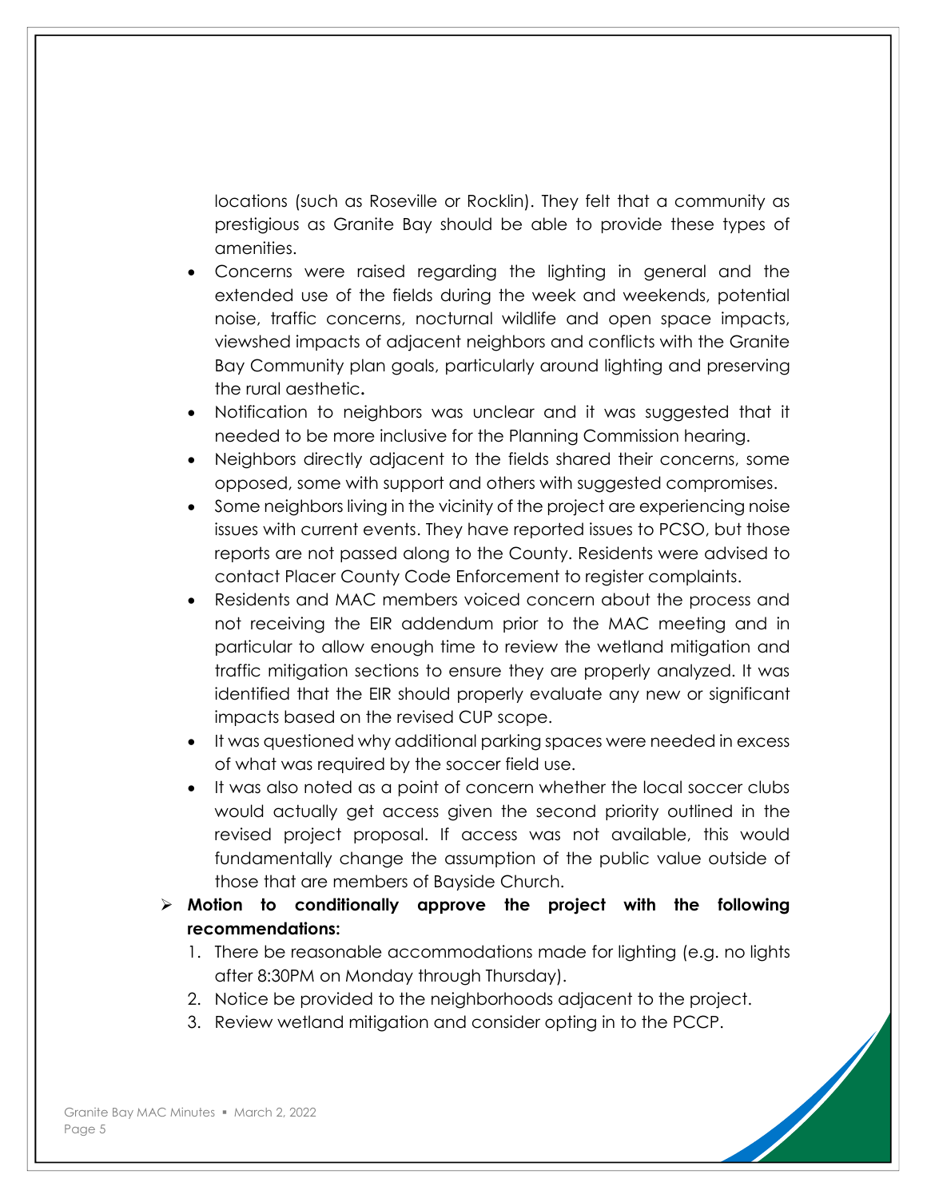locations (such as Roseville or Rocklin). They felt that a community as prestigious as Granite Bay should be able to provide these types of amenities.

- Concerns were raised regarding the lighting in general and the extended use of the fields during the week and weekends, potential noise, traffic concerns, nocturnal wildlife and open space impacts, viewshed impacts of adjacent neighbors and conflicts with the Granite Bay Community plan goals, particularly around lighting and preserving the rural aesthetic**.**
- Notification to neighbors was unclear and it was suggested that it needed to be more inclusive for the Planning Commission hearing.
- Neighbors directly adjacent to the fields shared their concerns, some opposed, some with support and others with suggested compromises.
- Some neighbors living in the vicinity of the project are experiencing noise issues with current events. They have reported issues to PCSO, but those reports are not passed along to the County. Residents were advised to contact Placer County Code Enforcement to register complaints.
- Residents and MAC members voiced concern about the process and not receiving the EIR addendum prior to the MAC meeting and in particular to allow enough time to review the wetland mitigation and traffic mitigation sections to ensure they are properly analyzed. It was identified that the EIR should properly evaluate any new or significant impacts based on the revised CUP scope.
- It was questioned why additional parking spaces were needed in excess of what was required by the soccer field use.
- It was also noted as a point of concern whether the local soccer clubs would actually get access given the second priority outlined in the revised project proposal. If access was not available, this would fundamentally change the assumption of the public value outside of those that are members of Bayside Church.

➢ **Motion to conditionally approve the project with the following recommendations:**

1. There be reasonable accommodations made for lighting (e.g. no lights after 8:30PM on Monday through Thursday).
2. Notice be provided to the neighborhoods adjacent to the project.
3. Review wetland mitigation and consider opting in to the PCCP.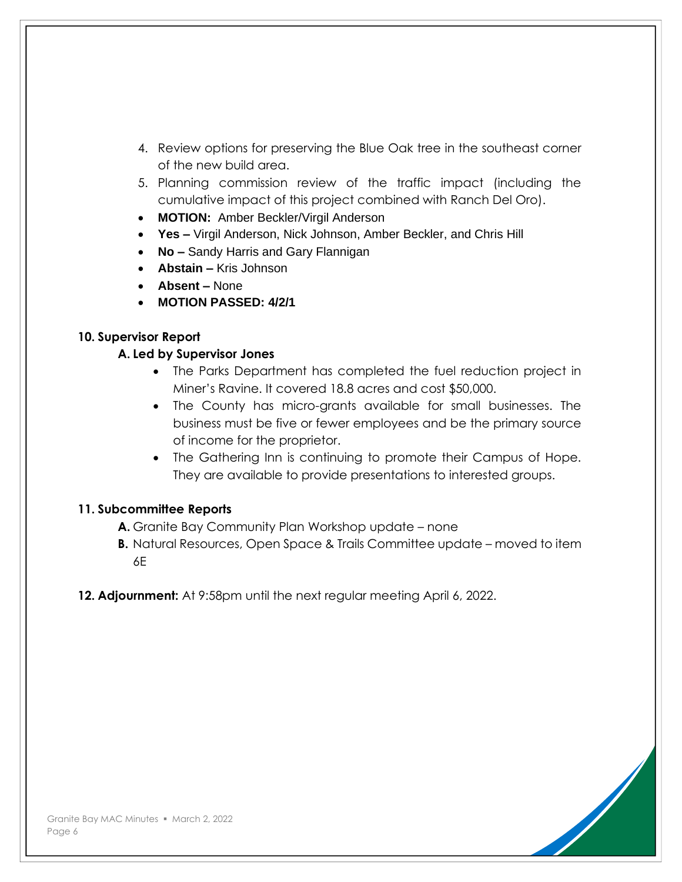4. Review options for preserving the Blue Oak tree in the southeast corner of the new build area.
5. Planning commission review of the traffic impact (including the cumulative impact of this project combined with Ranch Del Oro).

- **MOTION:** Amber Beckler/Virgil Anderson
- **Yes –** Virgil Anderson, Nick Johnson, Amber Beckler, and Chris Hill
- **No –** Sandy Harris and Gary Flannigan
- **Abstain –** Kris Johnson
- **Absent –** None
- **MOTION PASSED: 4/2/1**

**10. Supervisor Report**

**A. Led by Supervisor Jones**

- The Parks Department has completed the fuel reduction project in Miner's Ravine. It covered 18.8 acres and cost $50,000.
- The County has micro-grants available for small businesses. The business must be five or fewer employees and be the primary source of income for the proprietor.
- The Gathering Inn is continuing to promote their Campus of Hope. They are available to provide presentations to interested groups.

**11. Subcommittee Reports**

**A.** Granite Bay Community Plan Workshop update – none

**B.** Natural Resources, Open Space & Trails Committee update – moved to item 6E

**12. Adjournment:** At 9:58pm until the next regular meeting April 6, 2022.